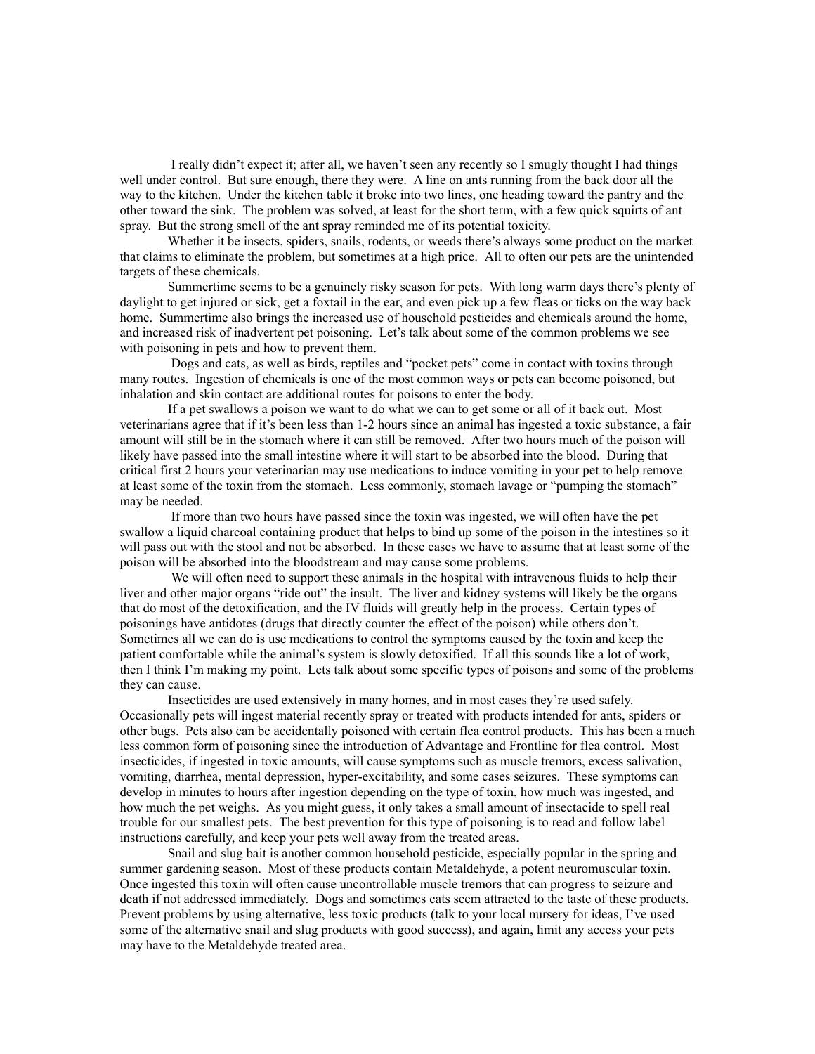I really didn't expect it; after all, we haven't seen any recently so I smugly thought I had things well under control. But sure enough, there they were. A line on ants running from the back door all the way to the kitchen. Under the kitchen table it broke into two lines, one heading toward the pantry and the other toward the sink. The problem was solved, at least for the short term, with a few quick squirts of ant spray. But the strong smell of the ant spray reminded me of its potential toxicity.

Whether it be insects, spiders, snails, rodents, or weeds there's always some product on the market that claims to eliminate the problem, but sometimes at a high price. All to often our pets are the unintended targets of these chemicals.

Summertime seems to be a genuinely risky season for pets. With long warm days there's plenty of daylight to get injured or sick, get a foxtail in the ear, and even pick up a few fleas or ticks on the way back home. Summertime also brings the increased use of household pesticides and chemicals around the home, and increased risk of inadvertent pet poisoning. Let's talk about some of the common problems we see with poisoning in pets and how to prevent them.

Dogs and cats, as well as birds, reptiles and "pocket pets" come in contact with toxins through many routes. Ingestion of chemicals is one of the most common ways or pets can become poisoned, but inhalation and skin contact are additional routes for poisons to enter the body.

If a pet swallows a poison we want to do what we can to get some or all of it back out. Most veterinarians agree that if it's been less than 1-2 hours since an animal has ingested a toxic substance, a fair amount will still be in the stomach where it can still be removed. After two hours much of the poison will likely have passed into the small intestine where it will start to be absorbed into the blood. During that critical first 2 hours your veterinarian may use medications to induce vomiting in your pet to help remove at least some of the toxin from the stomach. Less commonly, stomach lavage or "pumping the stomach" may be needed.

If more than two hours have passed since the toxin was ingested, we will often have the pet swallow a liquid charcoal containing product that helps to bind up some of the poison in the intestines so it will pass out with the stool and not be absorbed. In these cases we have to assume that at least some of the poison will be absorbed into the bloodstream and may cause some problems.

We will often need to support these animals in the hospital with intravenous fluids to help their liver and other major organs "ride out" the insult. The liver and kidney systems will likely be the organs that do most of the detoxification, and the IV fluids will greatly help in the process. Certain types of poisonings have antidotes (drugs that directly counter the effect of the poison) while others don't. Sometimes all we can do is use medications to control the symptoms caused by the toxin and keep the patient comfortable while the animal's system is slowly detoxified. If all this sounds like a lot of work, then I think I'm making my point. Lets talk about some specific types of poisons and some of the problems they can cause.

Insecticides are used extensively in many homes, and in most cases they're used safely. Occasionally pets will ingest material recently spray or treated with products intended for ants, spiders or other bugs. Pets also can be accidentally poisoned with certain flea control products. This has been a much less common form of poisoning since the introduction of Advantage and Frontline for flea control. Most insecticides, if ingested in toxic amounts, will cause symptoms such as muscle tremors, excess salivation, vomiting, diarrhea, mental depression, hyper-excitability, and some cases seizures. These symptoms can develop in minutes to hours after ingestion depending on the type of toxin, how much was ingested, and how much the pet weighs. As you might guess, it only takes a small amount of insectacide to spell real trouble for our smallest pets. The best prevention for this type of poisoning is to read and follow label instructions carefully, and keep your pets well away from the treated areas.

Snail and slug bait is another common household pesticide, especially popular in the spring and summer gardening season. Most of these products contain Metaldehyde, a potent neuromuscular toxin. Once ingested this toxin will often cause uncontrollable muscle tremors that can progress to seizure and death if not addressed immediately. Dogs and sometimes cats seem attracted to the taste of these products. Prevent problems by using alternative, less toxic products (talk to your local nursery for ideas, I've used some of the alternative snail and slug products with good success), and again, limit any access your pets may have to the Metaldehyde treated area.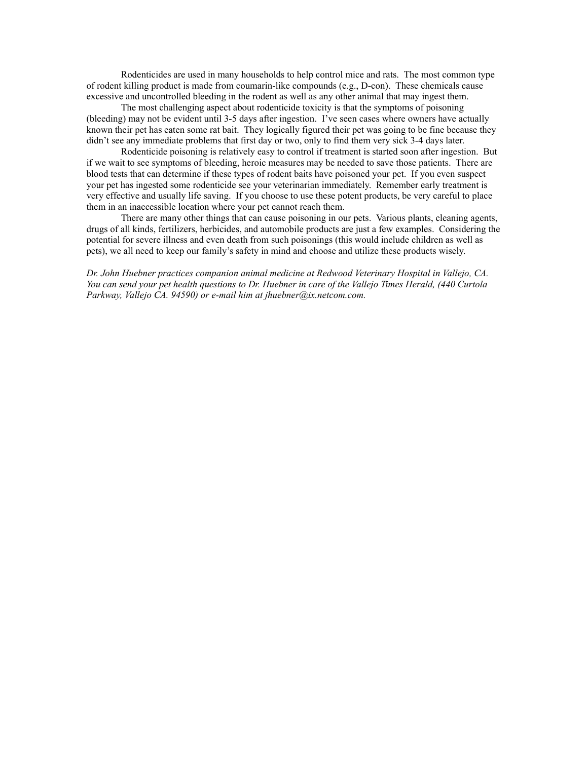Rodenticides are used in many households to help control mice and rats. The most common type of rodent killing product is made from coumarin-like compounds (e.g., D-con). These chemicals cause excessive and uncontrolled bleeding in the rodent as well as any other animal that may ingest them.

The most challenging aspect about rodenticide toxicity is that the symptoms of poisoning (bleeding) may not be evident until 3-5 days after ingestion. I've seen cases where owners have actually known their pet has eaten some rat bait. They logically figured their pet was going to be fine because they didn't see any immediate problems that first day or two, only to find them very sick 3-4 days later.

Rodenticide poisoning is relatively easy to control if treatment is started soon after ingestion. But if we wait to see symptoms of bleeding, heroic measures may be needed to save those patients. There are blood tests that can determine if these types of rodent baits have poisoned your pet. If you even suspect your pet has ingested some rodenticide see your veterinarian immediately. Remember early treatment is very effective and usually life saving. If you choose to use these potent products, be very careful to place them in an inaccessible location where your pet cannot reach them.

There are many other things that can cause poisoning in our pets. Various plants, cleaning agents, drugs of all kinds, fertilizers, herbicides, and automobile products are just a few examples. Considering the potential for severe illness and even death from such poisonings (this would include children as well as pets), we all need to keep our family's safety in mind and choose and utilize these products wisely.

*Dr. John Huebner practices companion animal medicine at Redwood Veterinary Hospital in Vallejo, CA. You can send your pet health questions to Dr. Huebner in care of the Vallejo Times Herald, (440 Curtola Parkway, Vallejo CA. 94590) or e-mail him at jhuebner@ix.netcom.com.*